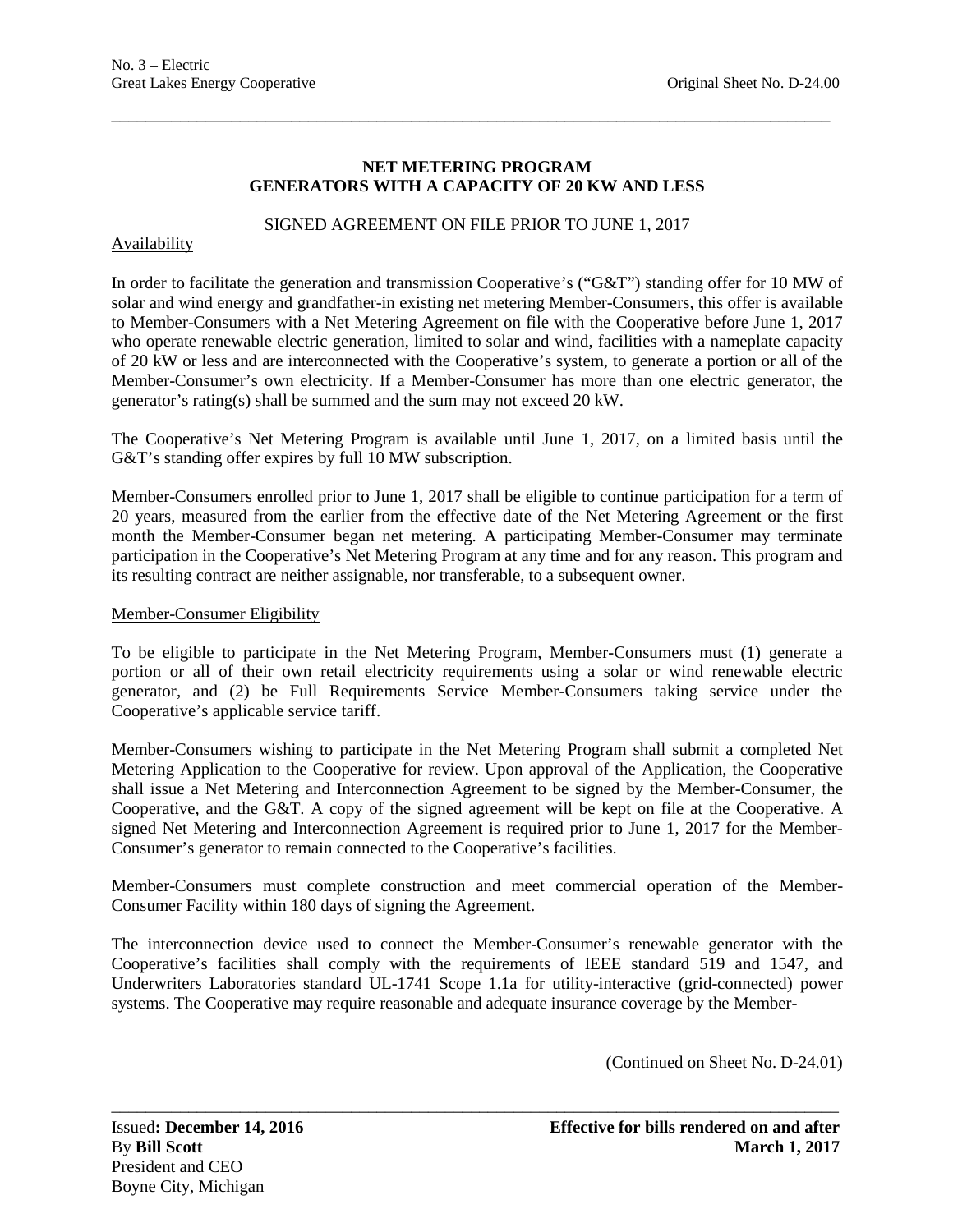## NET METERING PROGRAM
## GENERATORS WITH A CAPACITY OF 20 KW AND LESS

SIGNED AGREEMENT ON FILE PRIOR TO JUNE 1, 2017

Availability

In order to facilitate the generation and transmission Cooperative's ("G&T") standing offer for 10 MW of solar and wind energy and grandfather-in existing net metering Member-Consumers, this offer is available to Member-Consumers with a Net Metering Agreement on file with the Cooperative before June 1, 2017 who operate renewable electric generation, limited to solar and wind, facilities with a nameplate capacity of 20 kW or less and are interconnected with the Cooperative's system, to generate a portion or all of the Member-Consumer's own electricity. If a Member-Consumer has more than one electric generator, the generator's rating(s) shall be summed and the sum may not exceed 20 kW.

The Cooperative's Net Metering Program is available until June 1, 2017, on a limited basis until the G&T's standing offer expires by full 10 MW subscription.

Member-Consumers enrolled prior to June 1, 2017 shall be eligible to continue participation for a term of 20 years, measured from the earlier from the effective date of the Net Metering Agreement or the first month the Member-Consumer began net metering. A participating Member-Consumer may terminate participation in the Cooperative's Net Metering Program at any time and for any reason. This program and its resulting contract are neither assignable, nor transferable, to a subsequent owner.

Member-Consumer Eligibility

To be eligible to participate in the Net Metering Program, Member-Consumers must (1) generate a portion or all of their own retail electricity requirements using a solar or wind renewable electric generator, and (2) be Full Requirements Service Member-Consumers taking service under the Cooperative's applicable service tariff.

Member-Consumers wishing to participate in the Net Metering Program shall submit a completed Net Metering Application to the Cooperative for review. Upon approval of the Application, the Cooperative shall issue a Net Metering and Interconnection Agreement to be signed by the Member-Consumer, the Cooperative, and the G&T. A copy of the signed agreement will be kept on file at the Cooperative. A signed Net Metering and Interconnection Agreement is required prior to June 1, 2017 for the Member-Consumer's generator to remain connected to the Cooperative's facilities.

Member-Consumers must complete construction and meet commercial operation of the Member-Consumer Facility within 180 days of signing the Agreement.

The interconnection device used to connect the Member-Consumer's renewable generator with the Cooperative's facilities shall comply with the requirements of IEEE standard 519 and 1547, and Underwriters Laboratories standard UL-1741 Scope 1.1a for utility-interactive (grid-connected) power systems. The Cooperative may require reasonable and adequate insurance coverage by the Member-

(Continued on Sheet No. D-24.01)

Issued**: December 14, 2016**
By **Bill Scott**
President and CEO
Boyne City, Michigan

**Effective for bills rendered on and after**
**March 1, 2017**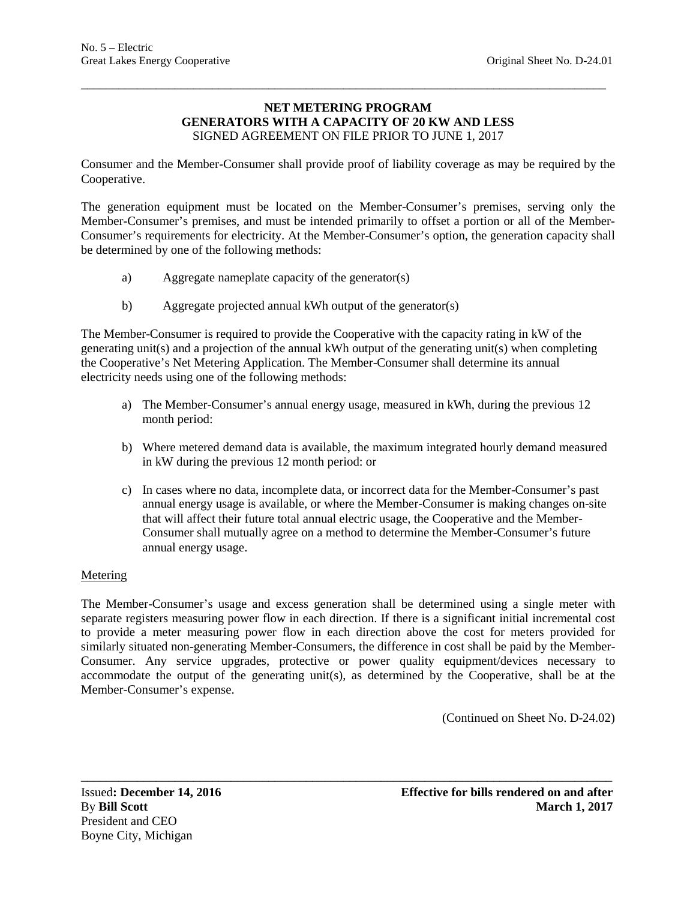**NET METERING PROGRAM**
**GENERATORS WITH A CAPACITY OF 20 KW AND LESS**
SIGNED AGREEMENT ON FILE PRIOR TO JUNE 1, 2017

Consumer and the Member-Consumer shall provide proof of liability coverage as may be required by the Cooperative.

The generation equipment must be located on the Member-Consumer's premises, serving only the Member-Consumer's premises, and must be intended primarily to offset a portion or all of the Member-Consumer's requirements for electricity. At the Member-Consumer's option, the generation capacity shall be determined by one of the following methods:

a) Aggregate nameplate capacity of the generator(s)

b) Aggregate projected annual kWh output of the generator(s)

The Member-Consumer is required to provide the Cooperative with the capacity rating in kW of the generating unit(s) and a projection of the annual kWh output of the generating unit(s) when completing the Cooperative's Net Metering Application. The Member-Consumer shall determine its annual electricity needs using one of the following methods:

a) The Member-Consumer's annual energy usage, measured in kWh, during the previous 12 month period:

b) Where metered demand data is available, the maximum integrated hourly demand measured in kW during the previous 12 month period: or

c) In cases where no data, incomplete data, or incorrect data for the Member-Consumer's past annual energy usage is available, or where the Member-Consumer is making changes on-site that will affect their future total annual electric usage, the Cooperative and the Member-Consumer shall mutually agree on a method to determine the Member-Consumer's future annual energy usage.

Metering

The Member-Consumer's usage and excess generation shall be determined using a single meter with separate registers measuring power flow in each direction. If there is a significant initial incremental cost to provide a meter measuring power flow in each direction above the cost for meters provided for similarly situated non-generating Member-Consumers, the difference in cost shall be paid by the Member-Consumer. Any service upgrades, protective or power quality equipment/devices necessary to accommodate the output of the generating unit(s), as determined by the Cooperative, shall be at the Member-Consumer's expense.

(Continued on Sheet No. D-24.02)

Issued**: December 14, 2016**
By **Bill Scott**
President and CEO
Boyne City, Michigan

**Effective for bills rendered on and after**
**March 1, 2017**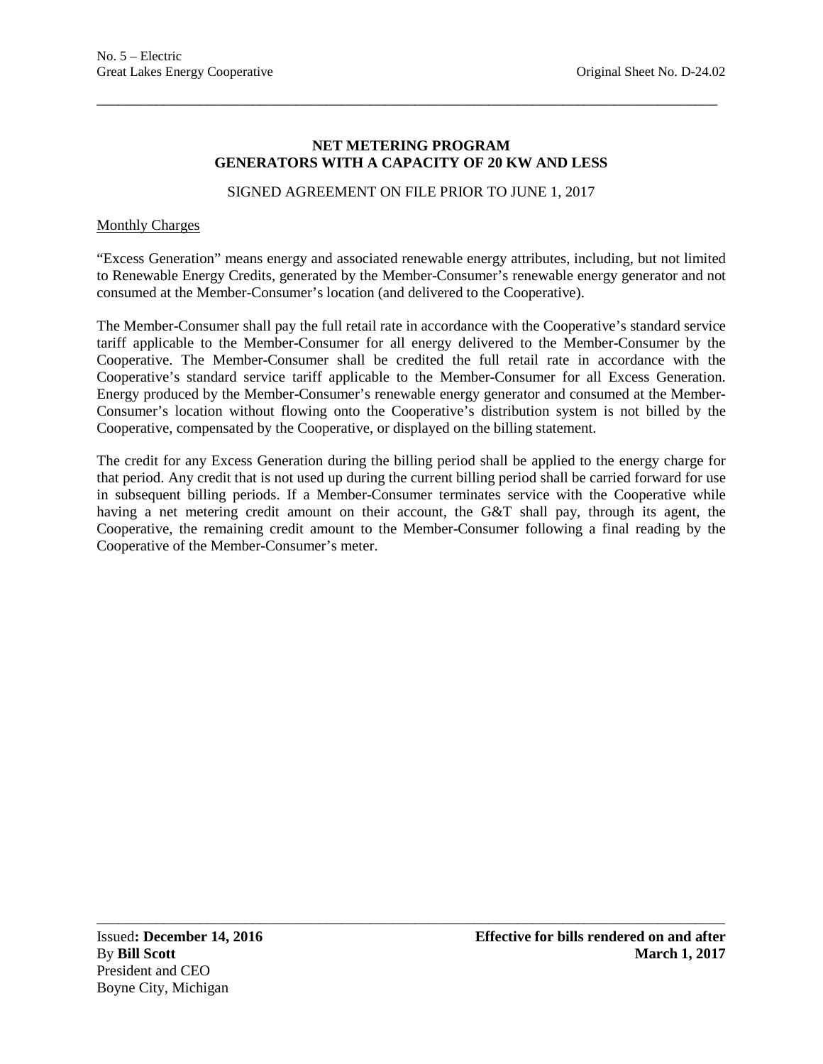## NET METERING PROGRAM
## GENERATORS WITH A CAPACITY OF 20 KW AND LESS

SIGNED AGREEMENT ON FILE PRIOR TO JUNE 1, 2017

Monthly Charges

"Excess Generation" means energy and associated renewable energy attributes, including, but not limited to Renewable Energy Credits, generated by the Member-Consumer's renewable energy generator and not consumed at the Member-Consumer's location (and delivered to the Cooperative).

The Member-Consumer shall pay the full retail rate in accordance with the Cooperative's standard service tariff applicable to the Member-Consumer for all energy delivered to the Member-Consumer by the Cooperative. The Member-Consumer shall be credited the full retail rate in accordance with the Cooperative's standard service tariff applicable to the Member-Consumer for all Excess Generation. Energy produced by the Member-Consumer's renewable energy generator and consumed at the Member-Consumer's location without flowing onto the Cooperative's distribution system is not billed by the Cooperative, compensated by the Cooperative, or displayed on the billing statement.

The credit for any Excess Generation during the billing period shall be applied to the energy charge for that period. Any credit that is not used up during the current billing period shall be carried forward for use in subsequent billing periods. If a Member-Consumer terminates service with the Cooperative while having a net metering credit amount on their account, the G&T shall pay, through its agent, the Cooperative, the remaining credit amount to the Member-Consumer following a final reading by the Cooperative of the Member-Consumer's meter.

Issued**: December 14, 2016**
By **Bill Scott**
President and CEO
Boyne City, Michigan

**Effective for bills rendered on and after March 1, 2017**